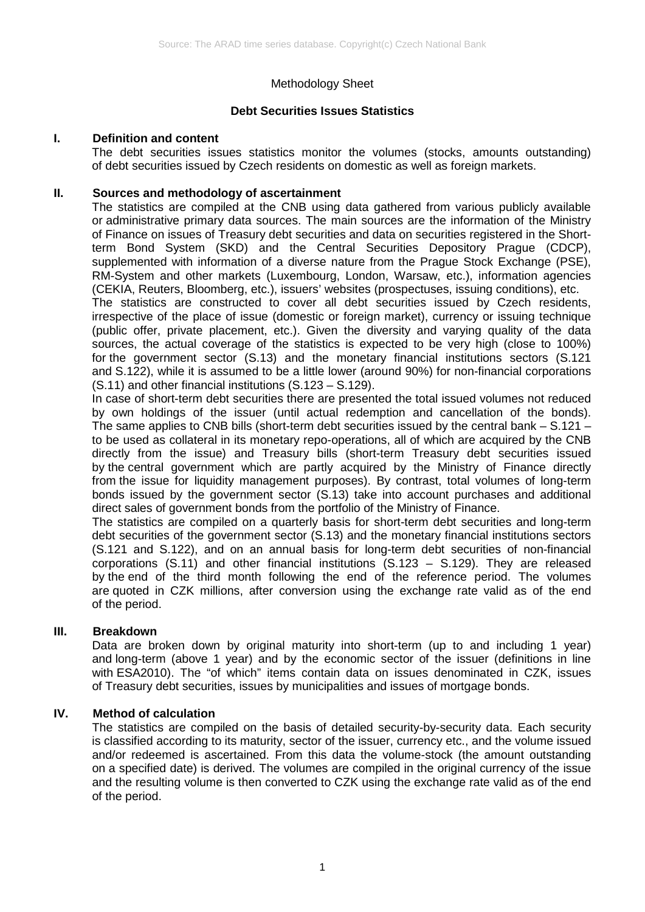Methodology Sheet

## Debt Securities Issues Statistics

### I. Definition and content

The debt securities issues statistics monitor the volumes (stocks, amounts outstanding) of debt securities issued by Czech residents on domestic as well as foreign markets.

### II. Sources and methodology of ascertainment

The statistics are compiled at the CNB using data gathered from various publicly available or administrative primary data sources. The main sources are the information of the Ministry of Finance on issues of Treasury debt securities and data on securities registered in the Short-term Bond System (SKD) and the Central Securities Depository Prague (CDCP), supplemented with information of a diverse nature from the Prague Stock Exchange (PSE), RM-System and other markets (Luxembourg, London, Warsaw, etc.), information agencies (CEKIA, Reuters, Bloomberg, etc.), issuers' websites (prospectuses, issuing conditions), etc.

The statistics are constructed to cover all debt securities issued by Czech residents, irrespective of the place of issue (domestic or foreign market), currency or issuing technique (public offer, private placement, etc.). Given the diversity and varying quality of the data sources, the actual coverage of the statistics is expected to be very high (close to 100%) for the government sector (S.13) and the monetary financial institutions sectors (S.121 and S.122), while it is assumed to be a little lower (around 90%) for non-financial corporations (S.11) and other financial institutions (S.123 – S.129).

In case of short-term debt securities there are presented the total issued volumes not reduced by own holdings of the issuer (until actual redemption and cancellation of the bonds). The same applies to CNB bills (short-term debt securities issued by the central bank – S.121 – to be used as collateral in its monetary repo-operations, all of which are acquired by the CNB directly from the issue) and Treasury bills (short-term Treasury debt securities issued by the central government which are partly acquired by the Ministry of Finance directly from the issue for liquidity management purposes). By contrast, total volumes of long-term bonds issued by the government sector (S.13) take into account purchases and additional direct sales of government bonds from the portfolio of the Ministry of Finance.

The statistics are compiled on a quarterly basis for short-term debt securities and long-term debt securities of the government sector (S.13) and the monetary financial institutions sectors (S.121 and S.122), and on an annual basis for long-term debt securities of non-financial corporations (S.11) and other financial institutions (S.123 – S.129). They are released by the end of the third month following the end of the reference period. The volumes are quoted in CZK millions, after conversion using the exchange rate valid as of the end of the period.

### III. Breakdown

Data are broken down by original maturity into short-term (up to and including 1 year) and long-term (above 1 year) and by the economic sector of the issuer (definitions in line with ESA2010). The "of which" items contain data on issues denominated in CZK, issues of Treasury debt securities, issues by municipalities and issues of mortgage bonds.

### IV. Method of calculation

The statistics are compiled on the basis of detailed security-by-security data. Each security is classified according to its maturity, sector of the issuer, currency etc., and the volume issued and/or redeemed is ascertained. From this data the volume-stock (the amount outstanding on a specified date) is derived. The volumes are compiled in the original currency of the issue and the resulting volume is then converted to CZK using the exchange rate valid as of the end of the period.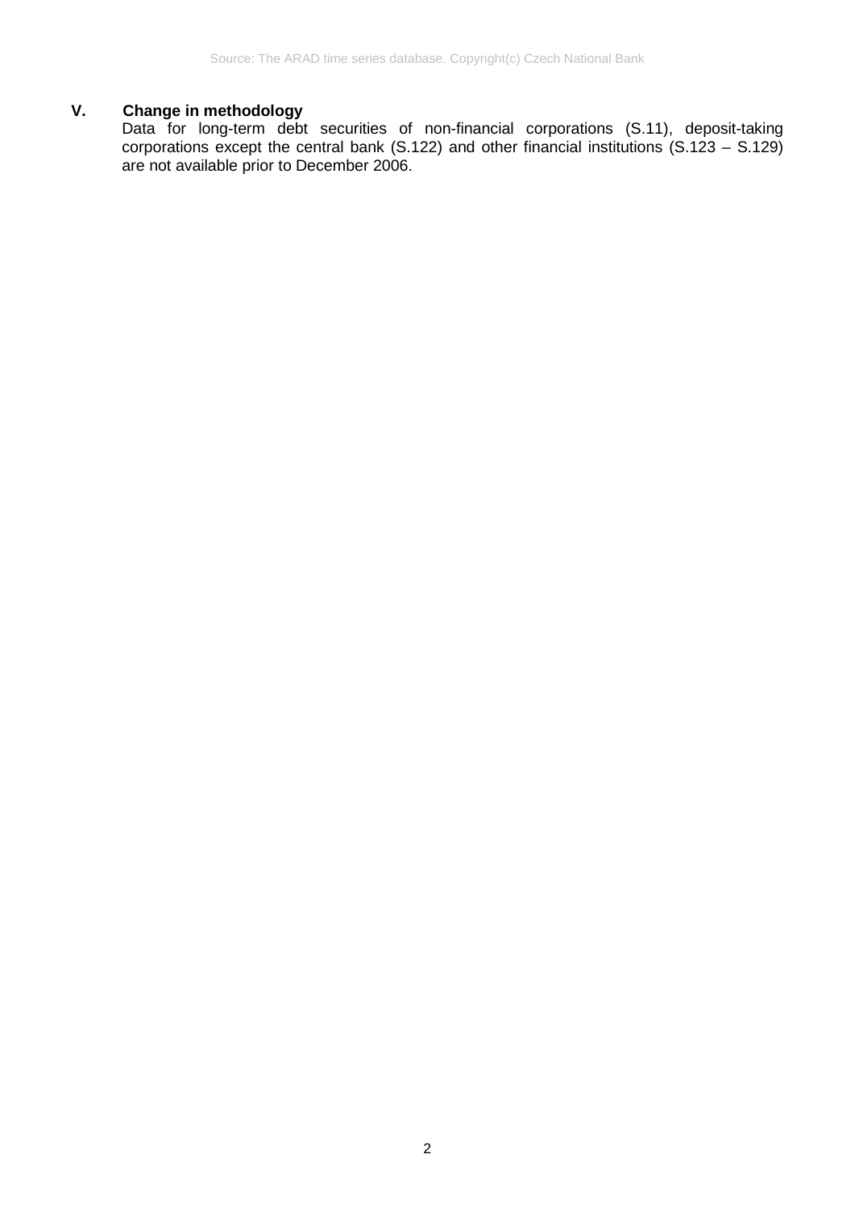## V. Change in methodology

Data for long-term debt securities of non-financial corporations (S.11), deposit-taking corporations except the central bank (S.122) and other financial institutions (S.123 – S.129) are not available prior to December 2006.